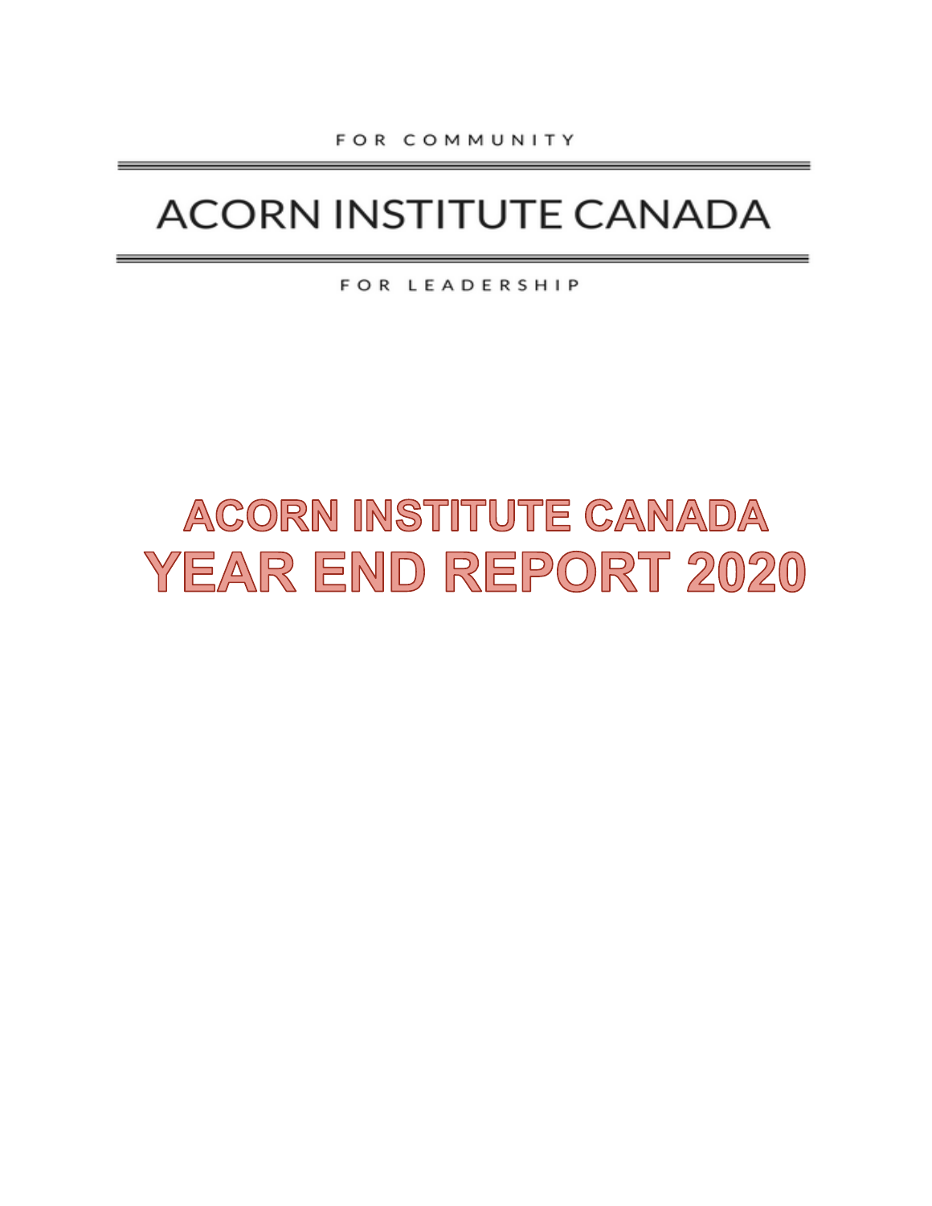FOR COMMUNITY

ACORN INSTITUTE CANADA

FOR LEADERSHIP

# ACORN INSTITUTE CANADA
# YEAR END REPORT 2020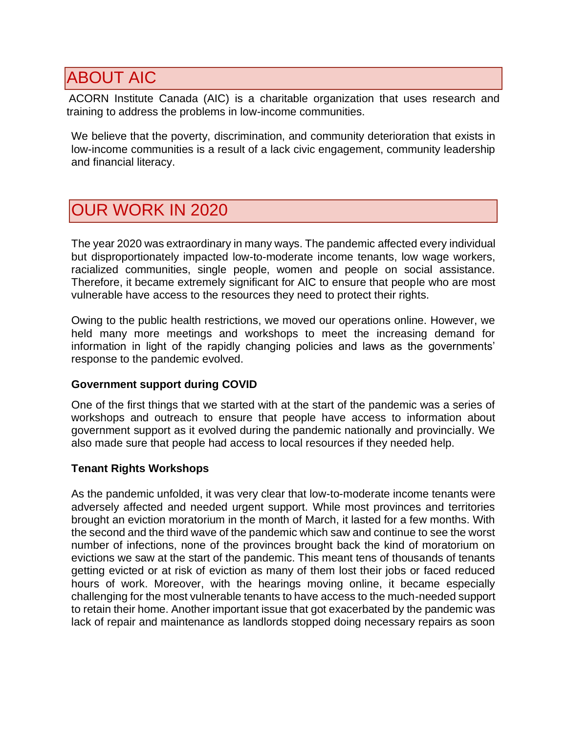# ABOUT AIC

ACORN Institute Canada (AIC) is a charitable organization that uses research and training to address the problems in low-income communities.

We believe that the poverty, discrimination, and community deterioration that exists in low-income communities is a result of a lack civic engagement, community leadership and financial literacy.

# OUR WORK IN 2020

The year 2020 was extraordinary in many ways. The pandemic affected every individual but disproportionately impacted low-to-moderate income tenants, low wage workers, racialized communities, single people, women and people on social assistance. Therefore, it became extremely significant for AIC to ensure that people who are most vulnerable have access to the resources they need to protect their rights.

Owing to the public health restrictions, we moved our operations online. However, we held many more meetings and workshops to meet the increasing demand for information in light of the rapidly changing policies and laws as the governments' response to the pandemic evolved.

**Government support during COVID**

One of the first things that we started with at the start of the pandemic was a series of workshops and outreach to ensure that people have access to information about government support as it evolved during the pandemic nationally and provincially. We also made sure that people had access to local resources if they needed help.

**Tenant Rights Workshops**

As the pandemic unfolded, it was very clear that low-to-moderate income tenants were adversely affected and needed urgent support. While most provinces and territories brought an eviction moratorium in the month of March, it lasted for a few months. With the second and the third wave of the pandemic which saw and continue to see the worst number of infections, none of the provinces brought back the kind of moratorium on evictions we saw at the start of the pandemic. This meant tens of thousands of tenants getting evicted or at risk of eviction as many of them lost their jobs or faced reduced hours of work. Moreover, with the hearings moving online, it became especially challenging for the most vulnerable tenants to have access to the much-needed support to retain their home. Another important issue that got exacerbated by the pandemic was lack of repair and maintenance as landlords stopped doing necessary repairs as soon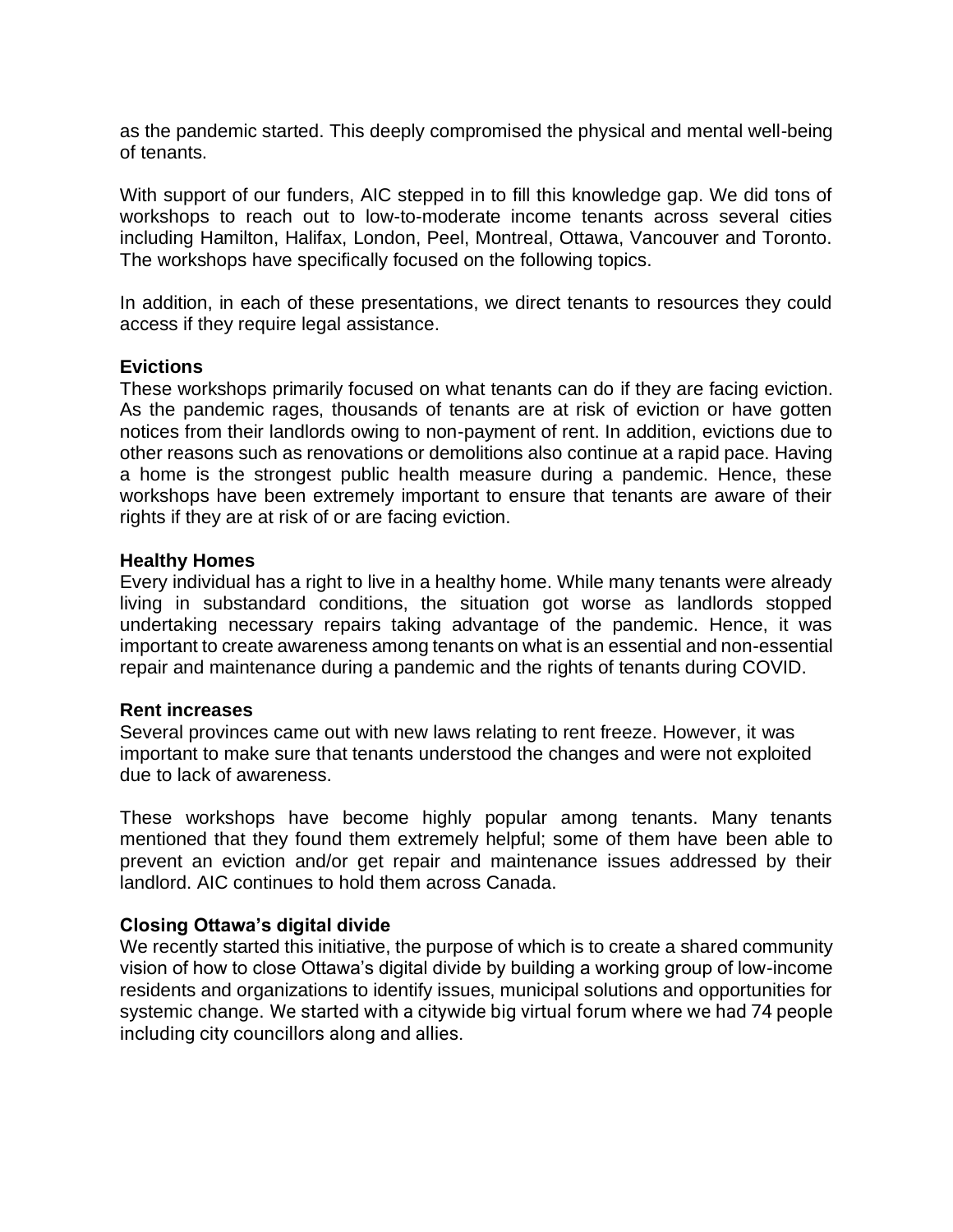as the pandemic started. This deeply compromised the physical and mental well-being of tenants.

With support of our funders, AIC stepped in to fill this knowledge gap. We did tons of workshops to reach out to low-to-moderate income tenants across several cities including Hamilton, Halifax, London, Peel, Montreal, Ottawa, Vancouver and Toronto. The workshops have specifically focused on the following topics.

In addition, in each of these presentations, we direct tenants to resources they could access if they require legal assistance.

**Evictions**

These workshops primarily focused on what tenants can do if they are facing eviction. As the pandemic rages, thousands of tenants are at risk of eviction or have gotten notices from their landlords owing to non-payment of rent. In addition, evictions due to other reasons such as renovations or demolitions also continue at a rapid pace. Having a home is the strongest public health measure during a pandemic. Hence, these workshops have been extremely important to ensure that tenants are aware of their rights if they are at risk of or are facing eviction.

**Healthy Homes**

Every individual has a right to live in a healthy home. While many tenants were already living in substandard conditions, the situation got worse as landlords stopped undertaking necessary repairs taking advantage of the pandemic. Hence, it was important to create awareness among tenants on what is an essential and non-essential repair and maintenance during a pandemic and the rights of tenants during COVID.

**Rent increases**

Several provinces came out with new laws relating to rent freeze. However, it was important to make sure that tenants understood the changes and were not exploited due to lack of awareness.

These workshops have become highly popular among tenants. Many tenants mentioned that they found them extremely helpful; some of them have been able to prevent an eviction and/or get repair and maintenance issues addressed by their landlord. AIC continues to hold them across Canada.

**Closing Ottawa's digital divide**

We recently started this initiative, the purpose of which is to create a shared community vision of how to close Ottawa's digital divide by building a working group of low-income residents and organizations to identify issues, municipal solutions and opportunities for systemic change. We started with a citywide big virtual forum where we had 74 people including city councillors along and allies.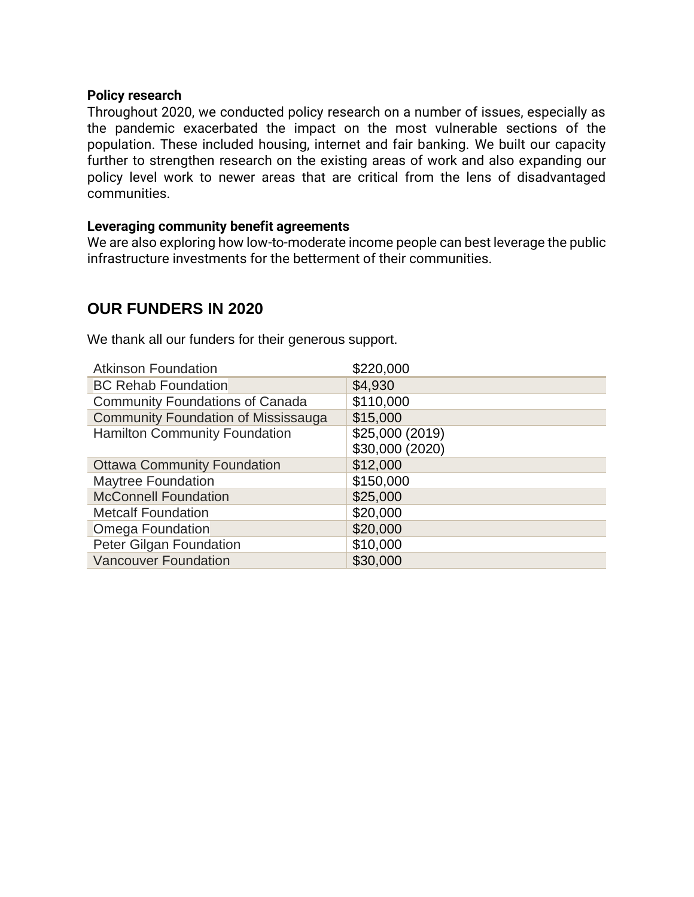**Policy research**

Throughout 2020, we conducted policy research on a number of issues, especially as the pandemic exacerbated the impact on the most vulnerable sections of the population. These included housing, internet and fair banking. We built our capacity further to strengthen research on the existing areas of work and also expanding our policy level work to newer areas that are critical from the lens of disadvantaged communities.

**Leveraging community benefit agreements**

We are also exploring how low-to-moderate income people can best leverage the public infrastructure investments for the betterment of their communities.

## OUR FUNDERS IN 2020

We thank all our funders for their generous support.

| | |
|---|---|
| Atkinson Foundation | $220,000 |
| BC Rehab Foundation | $4,930 |
| Community Foundations of Canada | $110,000 |
| Community Foundation of Mississauga | $15,000 |
| Hamilton Community Foundation | $25,000 (2019)<br>$30,000 (2020) |
| Ottawa Community Foundation | $12,000 |
| Maytree Foundation | $150,000 |
| McConnell Foundation | $25,000 |
| Metcalf Foundation | $20,000 |
| Omega Foundation | $20,000 |
| Peter Gilgan Foundation | $10,000 |
| Vancouver Foundation | $30,000 |